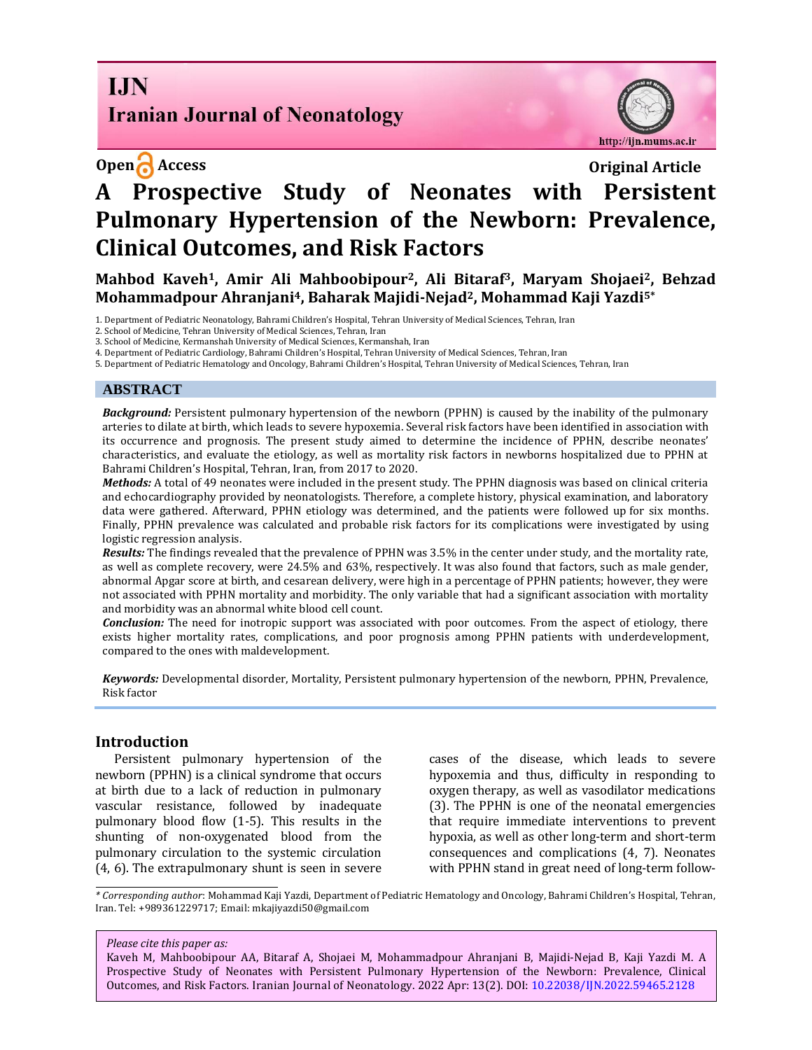Open Access

Original Article

# A Prospective Study of Neonates with Persistent Pulmonary Hypertension of the Newborn: Prevalence, Clinical Outcomes, and Risk Factors

**Mahbod Kaveh[1], Amir Ali Mahboobipour[2], Ali Bitaraf[3], Maryam Shojaei[2], Behzad Mohammadpour Ahranjani[4], Baharak Majidi-Nejad[2], Mohammad Kaji Yazdi[5]***

1. Department of Pediatric Neonatology, Bahrami Children's Hospital, Tehran University of Medical Sciences, Tehran, Iran
2. School of Medicine, Tehran University of Medical Sciences, Tehran, Iran
3. School of Medicine, Kermanshah University of Medical Sciences, Kermanshah, Iran
4. Department of Pediatric Cardiology, Bahrami Children's Hospital, Tehran University of Medical Sciences, Tehran, Iran
5. Department of Pediatric Hematology and Oncology, Bahrami Children's Hospital, Tehran University of Medical Sciences, Tehran, Iran

## ABSTRACT

***Background:*** Persistent pulmonary hypertension of the newborn (PPHN) is caused by the inability of the pulmonary arteries to dilate at birth, which leads to severe hypoxemia. Several risk factors have been identified in association with its occurrence and prognosis. The present study aimed to determine the incidence of PPHN, describe neonates' characteristics, and evaluate the etiology, as well as mortality risk factors in newborns hospitalized due to PPHN at Bahrami Children's Hospital, Tehran, Iran, from 2017 to 2020.

***Methods:*** A total of 49 neonates were included in the present study. The PPHN diagnosis was based on clinical criteria and echocardiography provided by neonatologists. Therefore, a complete history, physical examination, and laboratory data were gathered. Afterward, PPHN etiology was determined, and the patients were followed up for six months. Finally, PPHN prevalence was calculated and probable risk factors for its complications were investigated by using logistic regression analysis.

***Results:*** The findings revealed that the prevalence of PPHN was 3.5% in the center under study, and the mortality rate, as well as complete recovery, were 24.5% and 63%, respectively. It was also found that factors, such as male gender, abnormal Apgar score at birth, and cesarean delivery, were high in a percentage of PPHN patients; however, they were not associated with PPHN mortality and morbidity. The only variable that had a significant association with mortality and morbidity was an abnormal white blood cell count.

***Conclusion:*** The need for inotropic support was associated with poor outcomes. From the aspect of etiology, there exists higher mortality rates, complications, and poor prognosis among PPHN patients with underdevelopment, compared to the ones with maldevelopment.

***Keywords:*** Developmental disorder, Mortality, Persistent pulmonary hypertension of the newborn, PPHN, Prevalence, Risk factor

## Introduction

Persistent pulmonary hypertension of the newborn (PPHN) is a clinical syndrome that occurs at birth due to a lack of reduction in pulmonary vascular resistance, followed by inadequate pulmonary blood flow (1-5). This results in the shunting of non-oxygenated blood from the pulmonary circulation to the systemic circulation (4, 6). The extrapulmonary shunt is seen in severe cases of the disease, which leads to severe hypoxemia and thus, difficulty in responding to oxygen therapy, as well as vasodilator medications (3). The PPHN is one of the neonatal emergencies that require immediate interventions to prevent hypoxia, as well as other long-term and short-term consequences and complications (4, 7). Neonates with PPHN stand in great need of long-term follow-

*\* Corresponding author*: Mohammad Kaji Yazdi, Department of Pediatric Hematology and Oncology, Bahrami Children's Hospital, Tehran, Iran. Tel: +989361229717; Email: mkajiyazdi50@gmail.com

*Please cite this paper as:*
Kaveh M, Mahboobipour AA, Bitaraf A, Shojaei M, Mohammadpour Ahranjani B, Majidi-Nejad B, Kaji Yazdi M. A Prospective Study of Neonates with Persistent Pulmonary Hypertension of the Newborn: Prevalence, Clinical Outcomes, and Risk Factors. Iranian Journal of Neonatology. 2022 Apr: 13(2). DOI: 10.22038/IJN.2022.59465.2128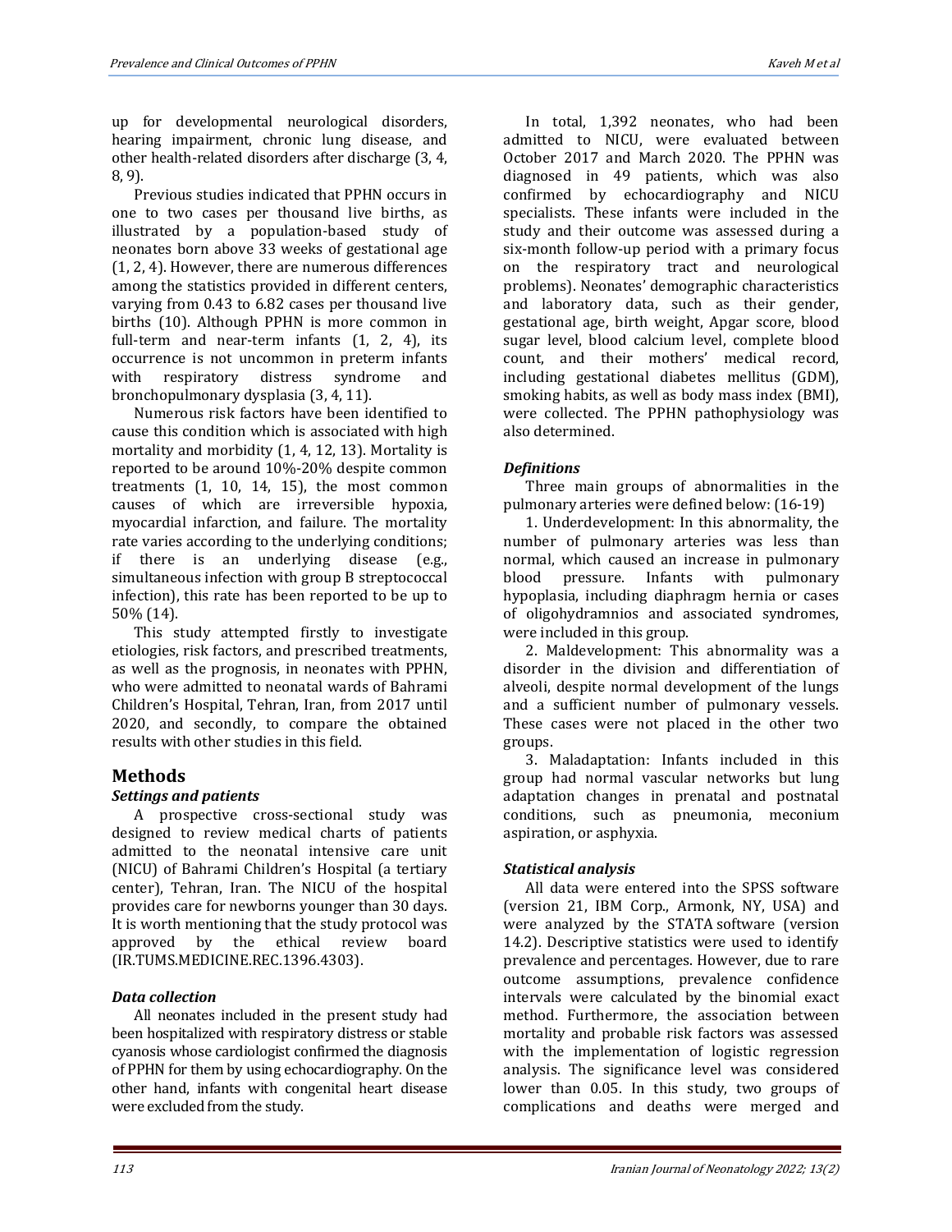up for developmental neurological disorders, hearing impairment, chronic lung disease, and other health-related disorders after discharge (3, 4, 8, 9).

Previous studies indicated that PPHN occurs in one to two cases per thousand live births, as illustrated by a population-based study of neonates born above 33 weeks of gestational age (1, 2, 4). However, there are numerous differences among the statistics provided in different centers, varying from 0.43 to 6.82 cases per thousand live births (10). Although PPHN is more common in full-term and near-term infants (1, 2, 4), its occurrence is not uncommon in preterm infants with respiratory distress syndrome and bronchopulmonary dysplasia (3, 4, 11).

Numerous risk factors have been identified to cause this condition which is associated with high mortality and morbidity (1, 4, 12, 13). Mortality is reported to be around 10%-20% despite common treatments (1, 10, 14, 15), the most common causes of which are irreversible hypoxia, myocardial infarction, and failure. The mortality rate varies according to the underlying conditions; if there is an underlying disease (e.g., simultaneous infection with group B streptococcal infection), this rate has been reported to be up to 50% (14).

This study attempted firstly to investigate etiologies, risk factors, and prescribed treatments, as well as the prognosis, in neonates with PPHN, who were admitted to neonatal wards of Bahrami Children's Hospital, Tehran, Iran, from 2017 until 2020, and secondly, to compare the obtained results with other studies in this field.

## Methods

### *Settings and patients*

A prospective cross-sectional study was designed to review medical charts of patients admitted to the neonatal intensive care unit (NICU) of Bahrami Children's Hospital (a tertiary center), Tehran, Iran. The NICU of the hospital provides care for newborns younger than 30 days. It is worth mentioning that the study protocol was approved by the ethical review board (IR.TUMS.MEDICINE.REC.1396.4303).

### *Data collection*

All neonates included in the present study had been hospitalized with respiratory distress or stable cyanosis whose cardiologist confirmed the diagnosis of PPHN for them by using echocardiography. On the other hand, infants with congenital heart disease were excluded from the study.

In total, 1,392 neonates, who had been admitted to NICU, were evaluated between October 2017 and March 2020. The PPHN was diagnosed in 49 patients, which was also confirmed by echocardiography and NICU specialists. These infants were included in the study and their outcome was assessed during a six-month follow-up period with a primary focus on the respiratory tract and neurological problems). Neonates' demographic characteristics and laboratory data, such as their gender, gestational age, birth weight, Apgar score, blood sugar level, blood calcium level, complete blood count, and their mothers' medical record, including gestational diabetes mellitus (GDM), smoking habits, as well as body mass index (BMI), were collected. The PPHN pathophysiology was also determined.

### *Definitions*

Three main groups of abnormalities in the pulmonary arteries were defined below: (16-19)

1. Underdevelopment: In this abnormality, the number of pulmonary arteries was less than normal, which caused an increase in pulmonary blood pressure. Infants with pulmonary hypoplasia, including diaphragm hernia or cases of oligohydramnios and associated syndromes, were included in this group.

2. Maldevelopment: This abnormality was a disorder in the division and differentiation of alveoli, despite normal development of the lungs and a sufficient number of pulmonary vessels. These cases were not placed in the other two groups.

3. Maladaptation: Infants included in this group had normal vascular networks but lung adaptation changes in prenatal and postnatal conditions, such as pneumonia, meconium aspiration, or asphyxia.

### *Statistical analysis*

All data were entered into the SPSS software (version 21, IBM Corp., Armonk, NY, USA) and were analyzed by the STATA software (version 14.2). Descriptive statistics were used to identify prevalence and percentages. However, due to rare outcome assumptions, prevalence confidence intervals were calculated by the binomial exact method. Furthermore, the association between mortality and probable risk factors was assessed with the implementation of logistic regression analysis. The significance level was considered lower than 0.05. In this study, two groups of complications and deaths were merged and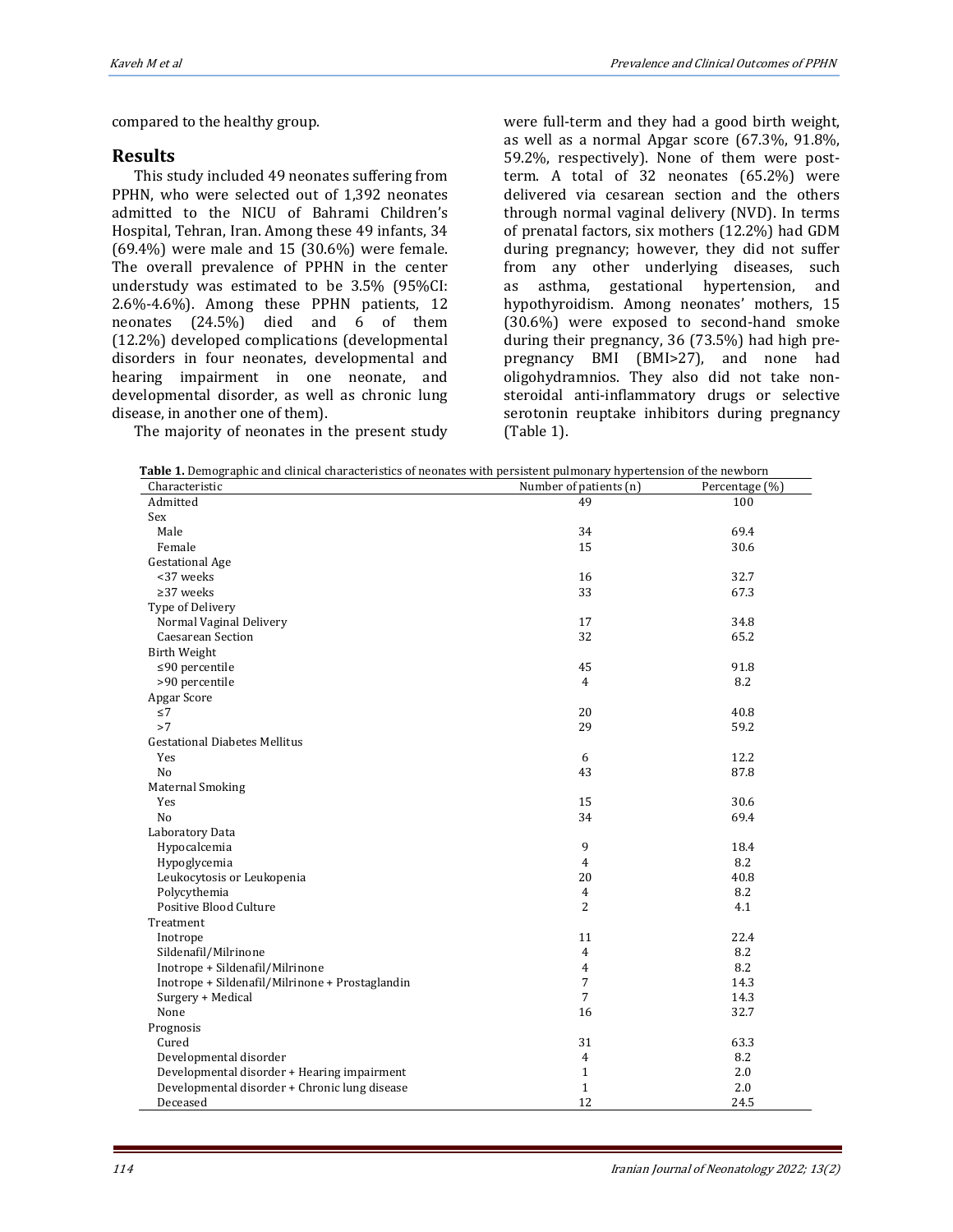compared to the healthy group.

## Results

This study included 49 neonates suffering from PPHN, who were selected out of 1,392 neonates admitted to the NICU of Bahrami Children's Hospital, Tehran, Iran. Among these 49 infants, 34 (69.4%) were male and 15 (30.6%) were female. The overall prevalence of PPHN in the center understudy was estimated to be 3.5% (95%CI: 2.6%-4.6%). Among these PPHN patients, 12 neonates (24.5%) died and 6 of them (12.2%) developed complications (developmental disorders in four neonates, developmental and hearing impairment in one neonate, and developmental disorder, as well as chronic lung disease, in another one of them).

The majority of neonates in the present study were full-term and they had a good birth weight, as well as a normal Apgar score (67.3%, 91.8%, 59.2%, respectively). None of them were post-term. A total of 32 neonates (65.2%) were delivered via cesarean section and the others through normal vaginal delivery (NVD). In terms of prenatal factors, six mothers (12.2%) had GDM during pregnancy; however, they did not suffer from any other underlying diseases, such as asthma, gestational hypertension, and hypothyroidism. Among neonates' mothers, 15 (30.6%) were exposed to second-hand smoke during their pregnancy, 36 (73.5%) had high pre-pregnancy BMI (BMI>27), and none had oligohydramnios. They also did not take non-steroidal anti-inflammatory drugs or selective serotonin reuptake inhibitors during pregnancy (Table 1).

**Table 1.** Demographic and clinical characteristics of neonates with persistent pulmonary hypertension of the newborn

| Characteristic | Number of patients (n) | Percentage (%) |
|---|---|---|
| Admitted | 49 | 100 |
| Sex | | |
| Male | 34 | 69.4 |
| Female | 15 | 30.6 |
| Gestational Age | | |
| <37 weeks | 16 | 32.7 |
| ≥37 weeks | 33 | 67.3 |
| Type of Delivery | | |
| Normal Vaginal Delivery | 17 | 34.8 |
| Caesarean Section | 32 | 65.2 |
| Birth Weight | | |
| ≤90 percentile | 45 | 91.8 |
| >90 percentile | 4 | 8.2 |
| Apgar Score | | |
| ≤7 | 20 | 40.8 |
| >7 | 29 | 59.2 |
| Gestational Diabetes Mellitus | | |
| Yes | 6 | 12.2 |
| No | 43 | 87.8 |
| Maternal Smoking | | |
| Yes | 15 | 30.6 |
| No | 34 | 69.4 |
| Laboratory Data | | |
| Hypocalcemia | 9 | 18.4 |
| Hypoglycemia | 4 | 8.2 |
| Leukocytosis or Leukopenia | 20 | 40.8 |
| Polycythemia | 4 | 8.2 |
| Positive Blood Culture | 2 | 4.1 |
| Treatment | | |
| Inotrope | 11 | 22.4 |
| Sildenafil/Milrinone | 4 | 8.2 |
| Inotrope + Sildenafil/Milrinone | 4 | 8.2 |
| Inotrope + Sildenafil/Milrinone + Prostaglandin | 7 | 14.3 |
| Surgery + Medical | 7 | 14.3 |
| None | 16 | 32.7 |
| Prognosis | | |
| Cured | 31 | 63.3 |
| Developmental disorder | 4 | 8.2 |
| Developmental disorder + Hearing impairment | 1 | 2.0 |
| Developmental disorder + Chronic lung disease | 1 | 2.0 |
| Deceased | 12 | 24.5 |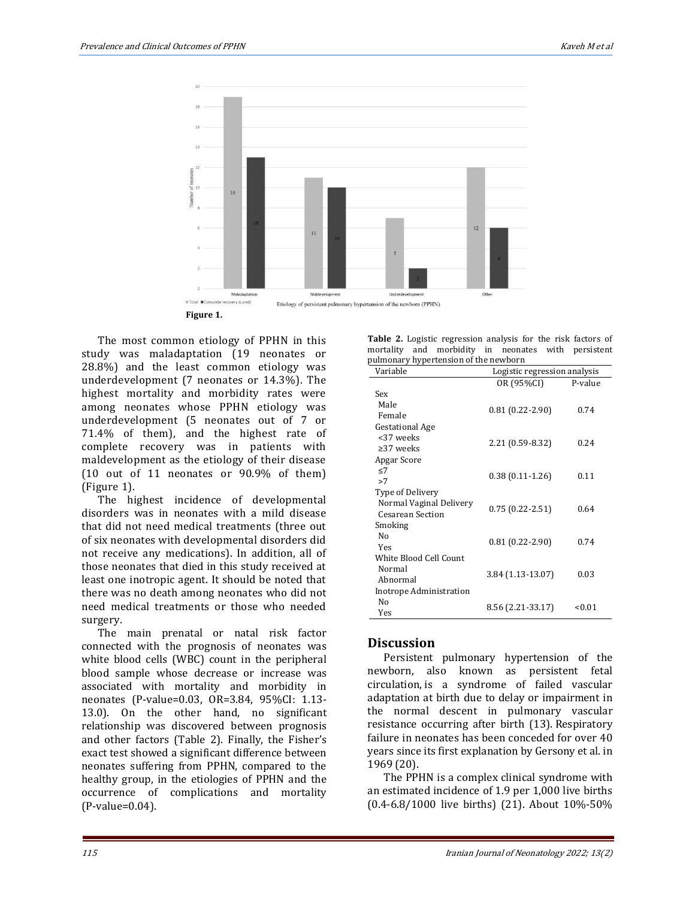20

18

16

14

12

10

8

6

4

2

0

Number of neonates

19

13

11

10

7

2

12

6

Maladaptation

Maldevelopment

Underdevelopment

Other

Total ■ Complete recovery (cured)

Etiology of persistent pulmonary hypertension of the newborn (PPHN)

**Figure 1.**

The most common etiology of PPHN in this study was maladaptation (19 neonates or 28.8%) and the least common etiology was underdevelopment (7 neonates or 14.3%). The highest mortality and morbidity rates were among neonates whose PPHN etiology was underdevelopment (5 neonates out of 7 or 71.4% of them), and the highest rate of complete recovery was in patients with maldevelopment as the etiology of their disease (10 out of 11 neonates or 90.9% of them) (Figure 1).

The highest incidence of developmental disorders was in neonates with a mild disease that did not need medical treatments (three out of six neonates with developmental disorders did not receive any medications). In addition, all of those neonates that died in this study received at least one inotropic agent. It should be noted that there was no death among neonates who did not need medical treatments or those who needed surgery.

The main prenatal or natal risk factor connected with the prognosis of neonates was white blood cells (WBC) count in the peripheral blood sample whose decrease or increase was associated with mortality and morbidity in neonates (P-value=0.03, OR=3.84, 95%CI: 1.13-13.0). On the other hand, no significant relationship was discovered between prognosis and other factors (Table 2). Finally, the Fisher's exact test showed a significant difference between neonates suffering from PPHN, compared to the healthy group, in the etiologies of PPHN and the occurrence of complications and mortality (P-value=0.04).

**Table 2.** Logistic regression analysis for the risk factors of mortality and morbidity in neonates with persistent pulmonary hypertension of the newborn

| Variable | Logistic regression analysis | |
|---|---|---|
| | OR (95%CI) | P-value |
| Sex<br>Male<br>Female | 0.81 (0.22-2.90) | 0.74 |
| Gestational Age<br><37 weeks<br>≥37 weeks | 2.21 (0.59-8.32) | 0.24 |
| Apgar Score<br>≤7<br>>7 | 0.38 (0.11-1.26) | 0.11 |
| Type of Delivery<br>Normal Vaginal Delivery<br>Cesarean Section | 0.75 (0.22-2.51) | 0.64 |
| Smoking<br>No<br>Yes | 0.81 (0.22-2.90) | 0.74 |
| White Blood Cell Count<br>Normal<br>Abnormal | 3.84 (1.13-13.07) | 0.03 |
| Inotrope Administration<br>No<br>Yes | 8.56 (2.21-33.17) | <0.01 |

## Discussion

Persistent pulmonary hypertension of the newborn, also known as persistent fetal circulation, is a syndrome of failed vascular adaptation at birth due to delay or impairment in the normal descent in pulmonary vascular resistance occurring after birth (13). Respiratory failure in neonates has been conceded for over 40 years since its first explanation by Gersony et al. in 1969 (20).

The PPHN is a complex clinical syndrome with an estimated incidence of 1.9 per 1,000 live births (0.4-6.8/1000 live births) (21). About 10%-50%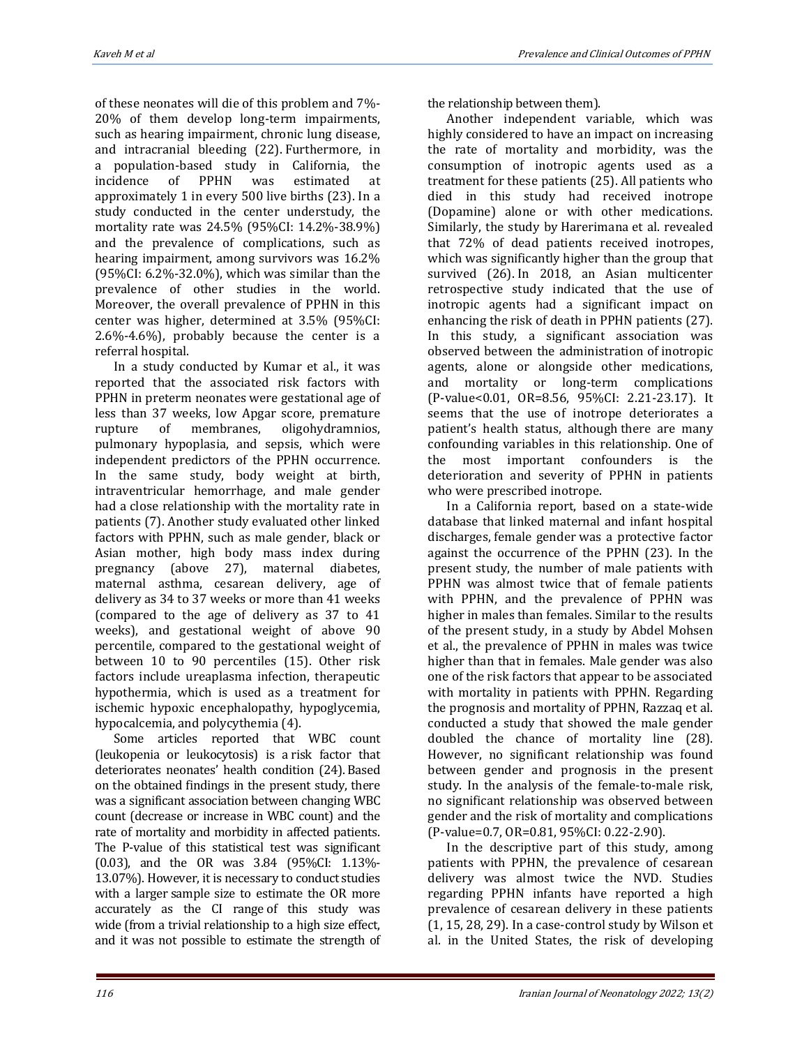of these neonates will die of this problem and 7%-20% of them develop long-term impairments, such as hearing impairment, chronic lung disease, and intracranial bleeding (22). Furthermore, in a population-based study in California, the incidence of PPHN was estimated at approximately 1 in every 500 live births (23). In a study conducted in the center understudy, the mortality rate was 24.5% (95%CI: 14.2%-38.9%) and the prevalence of complications, such as hearing impairment, among survivors was 16.2% (95%CI: 6.2%-32.0%), which was similar than the prevalence of other studies in the world. Moreover, the overall prevalence of PPHN in this center was higher, determined at 3.5% (95%CI: 2.6%-4.6%), probably because the center is a referral hospital.

In a study conducted by Kumar et al., it was reported that the associated risk factors with PPHN in preterm neonates were gestational age of less than 37 weeks, low Apgar score, premature rupture of membranes, oligohydramnios, pulmonary hypoplasia, and sepsis, which were independent predictors of the PPHN occurrence. In the same study, body weight at birth, intraventricular hemorrhage, and male gender had a close relationship with the mortality rate in patients (7). Another study evaluated other linked factors with PPHN, such as male gender, black or Asian mother, high body mass index during pregnancy (above 27), maternal diabetes, maternal asthma, cesarean delivery, age of delivery as 34 to 37 weeks or more than 41 weeks (compared to the age of delivery as 37 to 41 weeks), and gestational weight of above 90 percentile, compared to the gestational weight of between 10 to 90 percentiles (15). Other risk factors include ureaplasma infection, therapeutic hypothermia, which is used as a treatment for ischemic hypoxic encephalopathy, hypoglycemia, hypocalcemia, and polycythemia (4).

Some articles reported that WBC count (leukopenia or leukocytosis) is a risk factor that deteriorates neonates' health condition (24). Based on the obtained findings in the present study, there was a significant association between changing WBC count (decrease or increase in WBC count) and the rate of mortality and morbidity in affected patients. The P-value of this statistical test was significant (0.03), and the OR was 3.84 (95%CI: 1.13%-13.07%). However, it is necessary to conduct studies with a larger sample size to estimate the OR more accurately as the CI range of this study was wide (from a trivial relationship to a high size effect, and it was not possible to estimate the strength of the relationship between them).

Another independent variable, which was highly considered to have an impact on increasing the rate of mortality and morbidity, was the consumption of inotropic agents used as a treatment for these patients (25). All patients who died in this study had received inotrope (Dopamine) alone or with other medications. Similarly, the study by Harerimana et al. revealed that 72% of dead patients received inotropes, which was significantly higher than the group that survived (26). In 2018, an Asian multicenter retrospective study indicated that the use of inotropic agents had a significant impact on enhancing the risk of death in PPHN patients (27). In this study, a significant association was observed between the administration of inotropic agents, alone or alongside other medications, and mortality or long-term complications (P-value<0.01, OR=8.56, 95%CI: 2.21-23.17). It seems that the use of inotrope deteriorates a patient's health status, although there are many confounding variables in this relationship. One of the most important confounders is the deterioration and severity of PPHN in patients who were prescribed inotrope.

In a California report, based on a state-wide database that linked maternal and infant hospital discharges, female gender was a protective factor against the occurrence of the PPHN (23). In the present study, the number of male patients with PPHN was almost twice that of female patients with PPHN, and the prevalence of PPHN was higher in males than females. Similar to the results of the present study, in a study by Abdel Mohsen et al., the prevalence of PPHN in males was twice higher than that in females. Male gender was also one of the risk factors that appear to be associated with mortality in patients with PPHN. Regarding the prognosis and mortality of PPHN, Razzaq et al. conducted a study that showed the male gender doubled the chance of mortality line (28). However, no significant relationship was found between gender and prognosis in the present study. In the analysis of the female-to-male risk, no significant relationship was observed between gender and the risk of mortality and complications (P-value=0.7, OR=0.81, 95%CI: 0.22-2.90).

In the descriptive part of this study, among patients with PPHN, the prevalence of cesarean delivery was almost twice the NVD. Studies regarding PPHN infants have reported a high prevalence of cesarean delivery in these patients (1, 15, 28, 29). In a case-control study by Wilson et al. in the United States, the risk of developing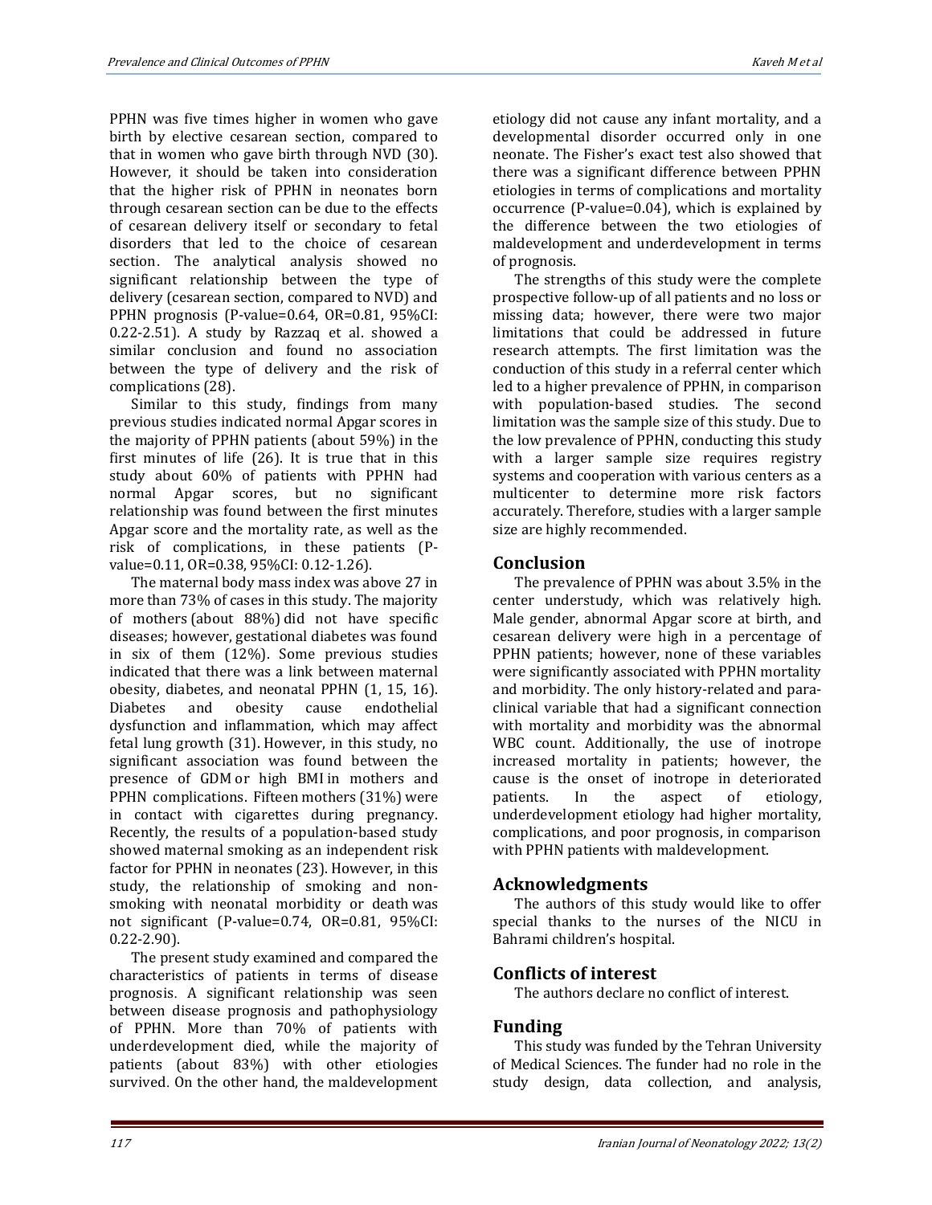PPHN was five times higher in women who gave birth by elective cesarean section, compared to that in women who gave birth through NVD (30). However, it should be taken into consideration that the higher risk of PPHN in neonates born through cesarean section can be due to the effects of cesarean delivery itself or secondary to fetal disorders that led to the choice of cesarean section. The analytical analysis showed no significant relationship between the type of delivery (cesarean section, compared to NVD) and PPHN prognosis (P-value=0.64, OR=0.81, 95%CI: 0.22-2.51). A study by Razzaq et al. showed a similar conclusion and found no association between the type of delivery and the risk of complications (28).

Similar to this study, findings from many previous studies indicated normal Apgar scores in the majority of PPHN patients (about 59%) in the first minutes of life (26). It is true that in this study about 60% of patients with PPHN had normal Apgar scores, but no significant relationship was found between the first minutes Apgar score and the mortality rate, as well as the risk of complications, in these patients (P-value=0.11, OR=0.38, 95%CI: 0.12-1.26).

The maternal body mass index was above 27 in more than 73% of cases in this study. The majority of mothers (about 88%) did not have specific diseases; however, gestational diabetes was found in six of them (12%). Some previous studies indicated that there was a link between maternal obesity, diabetes, and neonatal PPHN (1, 15, 16). Diabetes and obesity cause endothelial dysfunction and inflammation, which may affect fetal lung growth (31). However, in this study, no significant association was found between the presence of GDM or high BMI in mothers and PPHN complications. Fifteen mothers (31%) were in contact with cigarettes during pregnancy. Recently, the results of a population-based study showed maternal smoking as an independent risk factor for PPHN in neonates (23). However, in this study, the relationship of smoking and non-smoking with neonatal morbidity or death was not significant (P-value=0.74, OR=0.81, 95%CI: 0.22-2.90).

The present study examined and compared the characteristics of patients in terms of disease prognosis. A significant relationship was seen between disease prognosis and pathophysiology of PPHN. More than 70% of patients with underdevelopment died, while the majority of patients (about 83%) with other etiologies survived. On the other hand, the maldevelopment etiology did not cause any infant mortality, and a developmental disorder occurred only in one neonate. The Fisher's exact test also showed that there was a significant difference between PPHN etiologies in terms of complications and mortality occurrence (P-value=0.04), which is explained by the difference between the two etiologies of maldevelopment and underdevelopment in terms of prognosis.

The strengths of this study were the complete prospective follow-up of all patients and no loss or missing data; however, there were two major limitations that could be addressed in future research attempts. The first limitation was the conduction of this study in a referral center which led to a higher prevalence of PPHN, in comparison with population-based studies. The second limitation was the sample size of this study. Due to the low prevalence of PPHN, conducting this study with a larger sample size requires registry systems and cooperation with various centers as a multicenter to determine more risk factors accurately. Therefore, studies with a larger sample size are highly recommended.

## Conclusion

The prevalence of PPHN was about 3.5% in the center understudy, which was relatively high. Male gender, abnormal Apgar score at birth, and cesarean delivery were high in a percentage of PPHN patients; however, none of these variables were significantly associated with PPHN mortality and morbidity. The only history-related and para-clinical variable that had a significant connection with mortality and morbidity was the abnormal WBC count. Additionally, the use of inotrope increased mortality in patients; however, the cause is the onset of inotrope in deteriorated patients. In the aspect of etiology, underdevelopment etiology had higher mortality, complications, and poor prognosis, in comparison with PPHN patients with maldevelopment.

## Acknowledgments

The authors of this study would like to offer special thanks to the nurses of the NICU in Bahrami children's hospital.

## Conflicts of interest

The authors declare no conflict of interest.

## Funding

This study was funded by the Tehran University of Medical Sciences. The funder had no role in the study design, data collection, and analysis,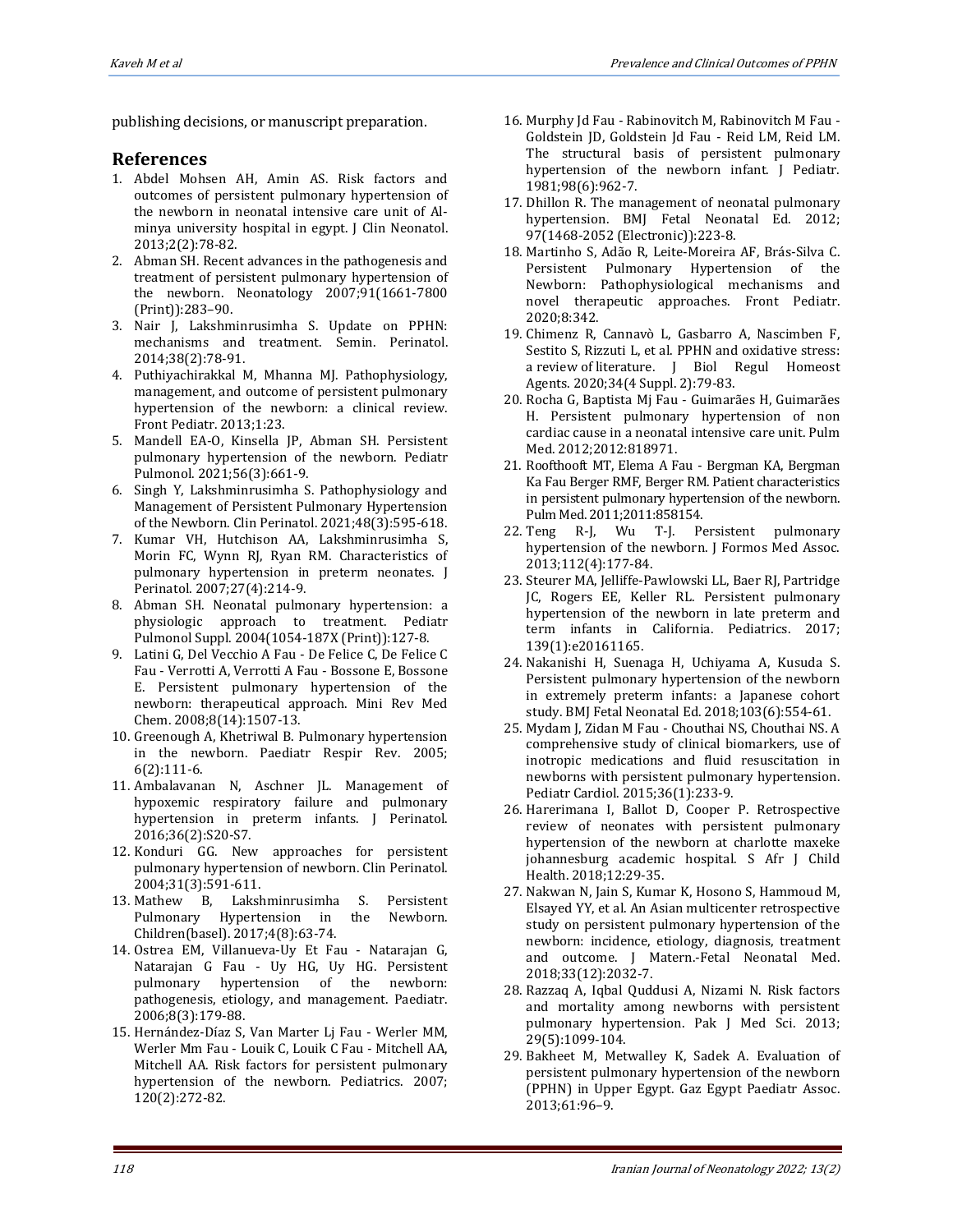publishing decisions, or manuscript preparation.

## References

1. Abdel Mohsen AH, Amin AS. Risk factors and outcomes of persistent pulmonary hypertension of the newborn in neonatal intensive care unit of Al-minya university hospital in egypt. J Clin Neonatol. 2013;2(2):78-82.
2. Abman SH. Recent advances in the pathogenesis and treatment of persistent pulmonary hypertension of the newborn. Neonatology 2007;91(1661-7800 (Print)):283–90.
3. Nair J, Lakshminrusimha S. Update on PPHN: mechanisms and treatment. Semin. Perinatol. 2014;38(2):78-91.
4. Puthiyachirakkal M, Mhanna MJ. Pathophysiology, management, and outcome of persistent pulmonary hypertension of the newborn: a clinical review. Front Pediatr. 2013;1:23.
5. Mandell EA-O, Kinsella JP, Abman SH. Persistent pulmonary hypertension of the newborn. Pediatr Pulmonol. 2021;56(3):661-9.
6. Singh Y, Lakshminrusimha S. Pathophysiology and Management of Persistent Pulmonary Hypertension of the Newborn. Clin Perinatol. 2021;48(3):595-618.
7. Kumar VH, Hutchison AA, Lakshminrusimha S, Morin FC, Wynn RJ, Ryan RM. Characteristics of pulmonary hypertension in preterm neonates. J Perinatol. 2007;27(4):214-9.
8. Abman SH. Neonatal pulmonary hypertension: a physiologic approach to treatment. Pediatr Pulmonol Suppl. 2004(1054-187X (Print)):127-8.
9. Latini G, Del Vecchio A Fau - De Felice C, De Felice C Fau - Verrotti A, Verrotti A Fau - Bossone E, Bossone E. Persistent pulmonary hypertension of the newborn: therapeutical approach. Mini Rev Med Chem. 2008;8(14):1507-13.
10. Greenough A, Khetriwal B. Pulmonary hypertension in the newborn. Paediatr Respir Rev. 2005; 6(2):111-6.
11. Ambalavanan N, Aschner JL. Management of hypoxemic respiratory failure and pulmonary hypertension in preterm infants. J Perinatol. 2016;36(2):S20-S7.
12. Konduri GG. New approaches for persistent pulmonary hypertension of newborn. Clin Perinatol. 2004;31(3):591-611.
13. Mathew B, Lakshminrusimha S. Persistent Pulmonary Hypertension in the Newborn. Children(basel). 2017;4(8):63-74.
14. Ostrea EM, Villanueva-Uy Et Fau - Natarajan G, Natarajan G Fau - Uy HG, Uy HG. Persistent pulmonary hypertension of the newborn: pathogenesis, etiology, and management. Paediatr. 2006;8(3):179-88.
15. Hernández-Díaz S, Van Marter Lj Fau - Werler MM, Werler Mm Fau - Louik C, Louik C Fau - Mitchell AA, Mitchell AA. Risk factors for persistent pulmonary hypertension of the newborn. Pediatrics. 2007; 120(2):272-82.
16. Murphy Jd Fau - Rabinovitch M, Rabinovitch M Fau - Goldstein JD, Goldstein Jd Fau - Reid LM, Reid LM. The structural basis of persistent pulmonary hypertension of the newborn infant. J Pediatr. 1981;98(6):962-7.
17. Dhillon R. The management of neonatal pulmonary hypertension. BMJ Fetal Neonatal Ed. 2012; 97(1468-2052 (Electronic)):223-8.
18. Martinho S, Adão R, Leite-Moreira AF, Brás-Silva C. Persistent Pulmonary Hypertension of the Newborn: Pathophysiological mechanisms and novel therapeutic approaches. Front Pediatr. 2020;8:342.
19. Chimenz R, Cannavò L, Gasbarro A, Nascimben F, Sestito S, Rizzuti L, et al. PPHN and oxidative stress: a review of literature. J Biol Regul Homeost Agents. 2020;34(4 Suppl. 2):79-83.
20. Rocha G, Baptista Mj Fau - Guimarães H, Guimarães H. Persistent pulmonary hypertension of non cardiac cause in a neonatal intensive care unit. Pulm Med. 2012;2012:818971.
21. Roofthooft MT, Elema A Fau - Bergman KA, Bergman Ka Fau Berger RMF, Berger RM. Patient characteristics in persistent pulmonary hypertension of the newborn. Pulm Med. 2011;2011:858154.
22. Teng R-J, Wu T-J. Persistent pulmonary hypertension of the newborn. J Formos Med Assoc. 2013;112(4):177-84.
23. Steurer MA, Jelliffe-Pawlowski LL, Baer RJ, Partridge JC, Rogers EE, Keller RL. Persistent pulmonary hypertension of the newborn in late preterm and term infants in California. Pediatrics. 2017; 139(1):e20161165.
24. Nakanishi H, Suenaga H, Uchiyama A, Kusuda S. Persistent pulmonary hypertension of the newborn in extremely preterm infants: a Japanese cohort study. BMJ Fetal Neonatal Ed. 2018;103(6):554-61.
25. Mydam J, Zidan M Fau - Chouthai NS, Chouthai NS. A comprehensive study of clinical biomarkers, use of inotropic medications and fluid resuscitation in newborns with persistent pulmonary hypertension. Pediatr Cardiol. 2015;36(1):233-9.
26. Harerimana I, Ballot D, Cooper P. Retrospective review of neonates with persistent pulmonary hypertension of the newborn at charlotte maxeke johannesburg academic hospital. S Afr J Child Health. 2018;12:29-35.
27. Nakwan N, Jain S, Kumar K, Hosono S, Hammoud M, Elsayed YY, et al. An Asian multicenter retrospective study on persistent pulmonary hypertension of the newborn: incidence, etiology, diagnosis, treatment and outcome. J Matern.-Fetal Neonatal Med. 2018;33(12):2032-7.
28. Razzaq A, Iqbal Quddusi A, Nizami N. Risk factors and mortality among newborns with persistent pulmonary hypertension. Pak J Med Sci. 2013; 29(5):1099-104.
29. Bakheet M, Metwalley K, Sadek A. Evaluation of persistent pulmonary hypertension of the newborn (PPHN) in Upper Egypt. Gaz Egypt Paediatr Assoc. 2013;61:96–9.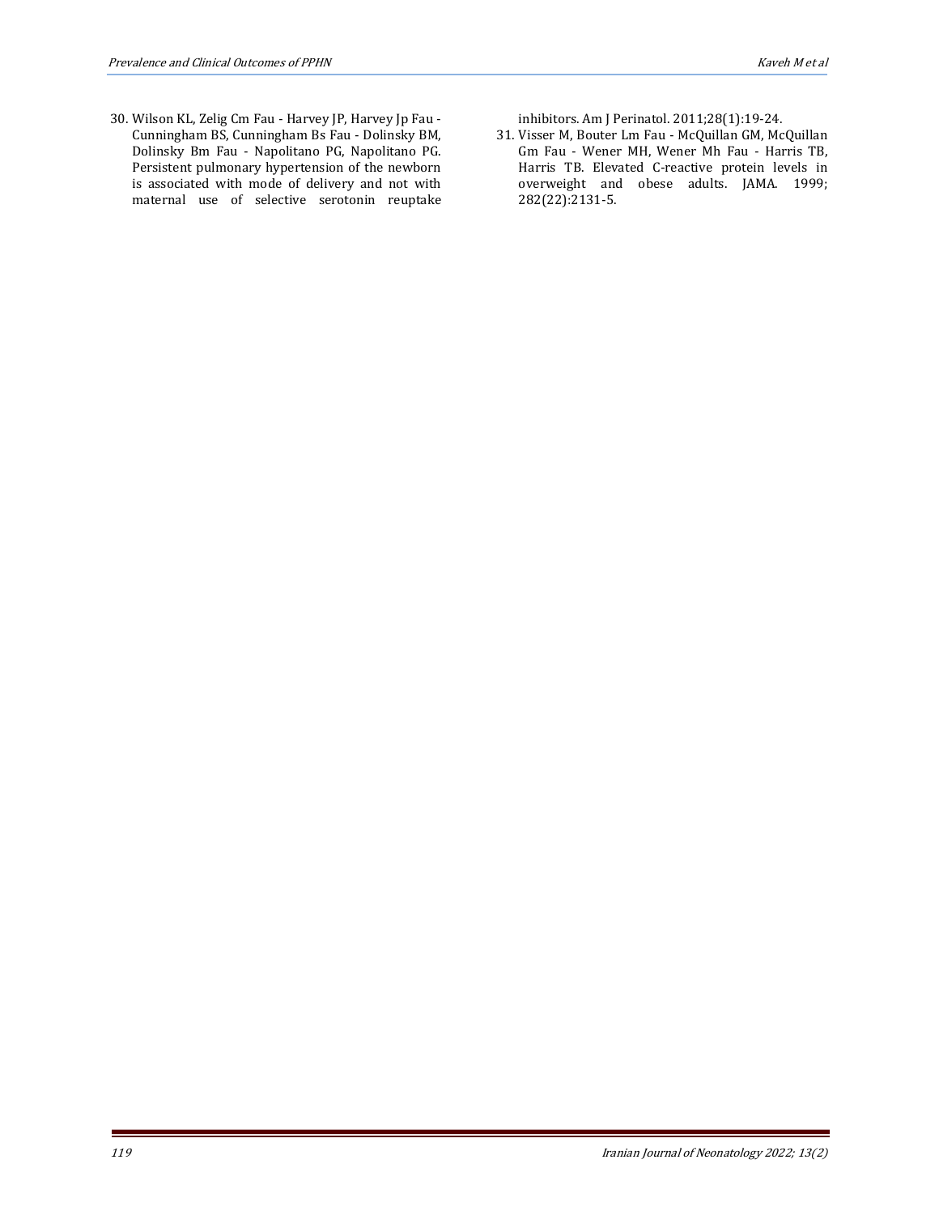30. Wilson KL, Zelig Cm Fau - Harvey JP, Harvey Jp Fau - Cunningham BS, Cunningham Bs Fau - Dolinsky BM, Dolinsky Bm Fau - Napolitano PG, Napolitano PG. Persistent pulmonary hypertension of the newborn is associated with mode of delivery and not with maternal use of selective serotonin reuptake inhibitors. Am J Perinatol. 2011;28(1):19-24.
31. Visser M, Bouter Lm Fau - McQuillan GM, McQuillan Gm Fau - Wener MH, Wener Mh Fau - Harris TB, Harris TB. Elevated C-reactive protein levels in overweight and obese adults. JAMA. 1999; 282(22):2131-5.